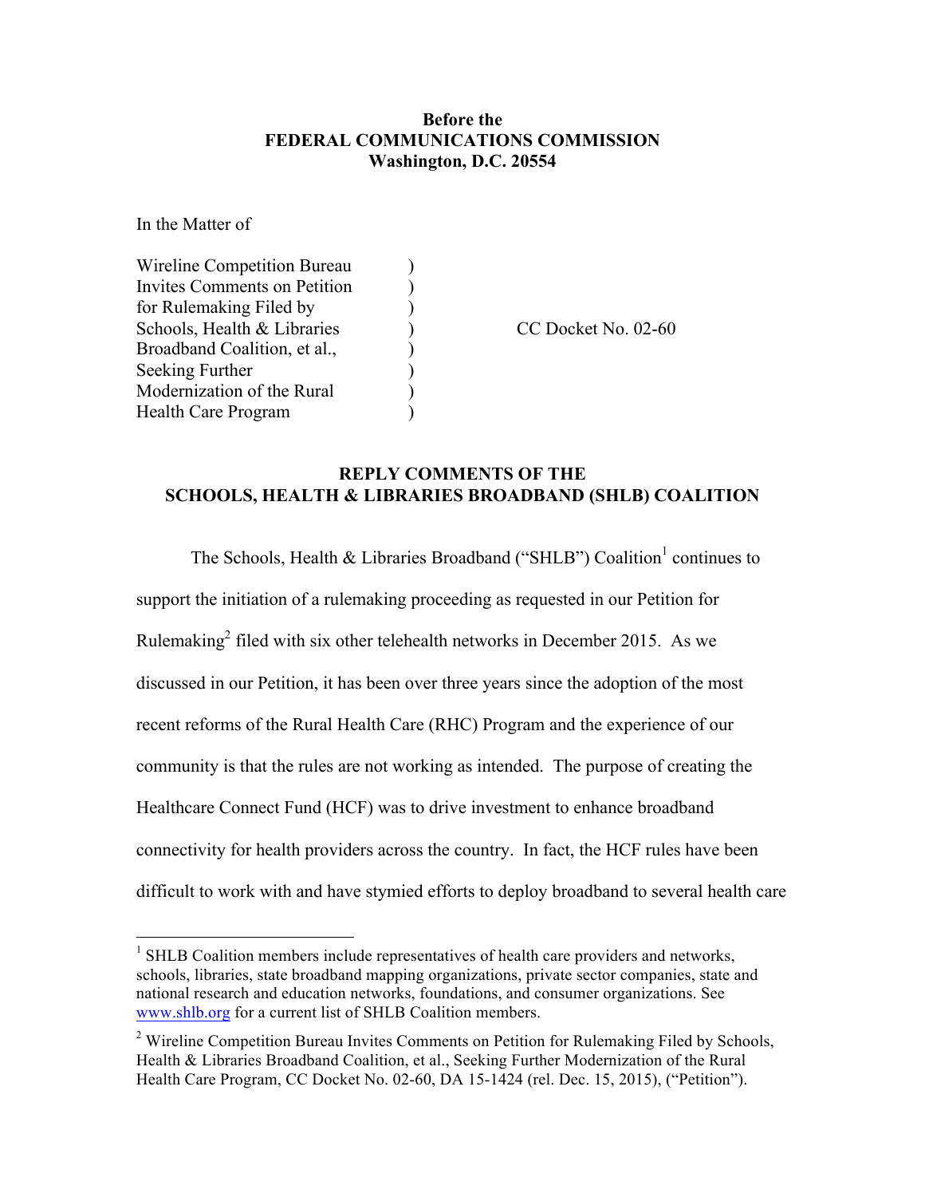**Before the**
**FEDERAL COMMUNICATIONS COMMISSION**
**Washington, D.C. 20554**

In the Matter of

| | | |
|---|---|---|
| Wireline Competition Bureau Invites Comments on Petition for Rulemaking Filed by Schools, Health & Libraries Broadband Coalition, et al., Seeking Further Modernization of the Rural Health Care Program | ) | CC Docket No. 02-60 |

## REPLY COMMENTS OF THE SCHOOLS, HEALTH & LIBRARIES BROADBAND (SHLB) COALITION

The Schools, Health & Libraries Broadband ("SHLB") Coalition[1] continues to support the initiation of a rulemaking proceeding as requested in our Petition for Rulemaking[2] filed with six other telehealth networks in December 2015. As we discussed in our Petition, it has been over three years since the adoption of the most recent reforms of the Rural Health Care (RHC) Program and the experience of our community is that the rules are not working as intended. The purpose of creating the Healthcare Connect Fund (HCF) was to drive investment to enhance broadband connectivity for health providers across the country. In fact, the HCF rules have been difficult to work with and have stymied efforts to deploy broadband to several health care

[1] SHLB Coalition members include representatives of health care providers and networks, schools, libraries, state broadband mapping organizations, private sector companies, state and national research and education networks, foundations, and consumer organizations. See www.shlb.org for a current list of SHLB Coalition members.

[2] Wireline Competition Bureau Invites Comments on Petition for Rulemaking Filed by Schools, Health & Libraries Broadband Coalition, et al., Seeking Further Modernization of the Rural Health Care Program, CC Docket No. 02-60, DA 15-1424 (rel. Dec. 15, 2015), ("Petition").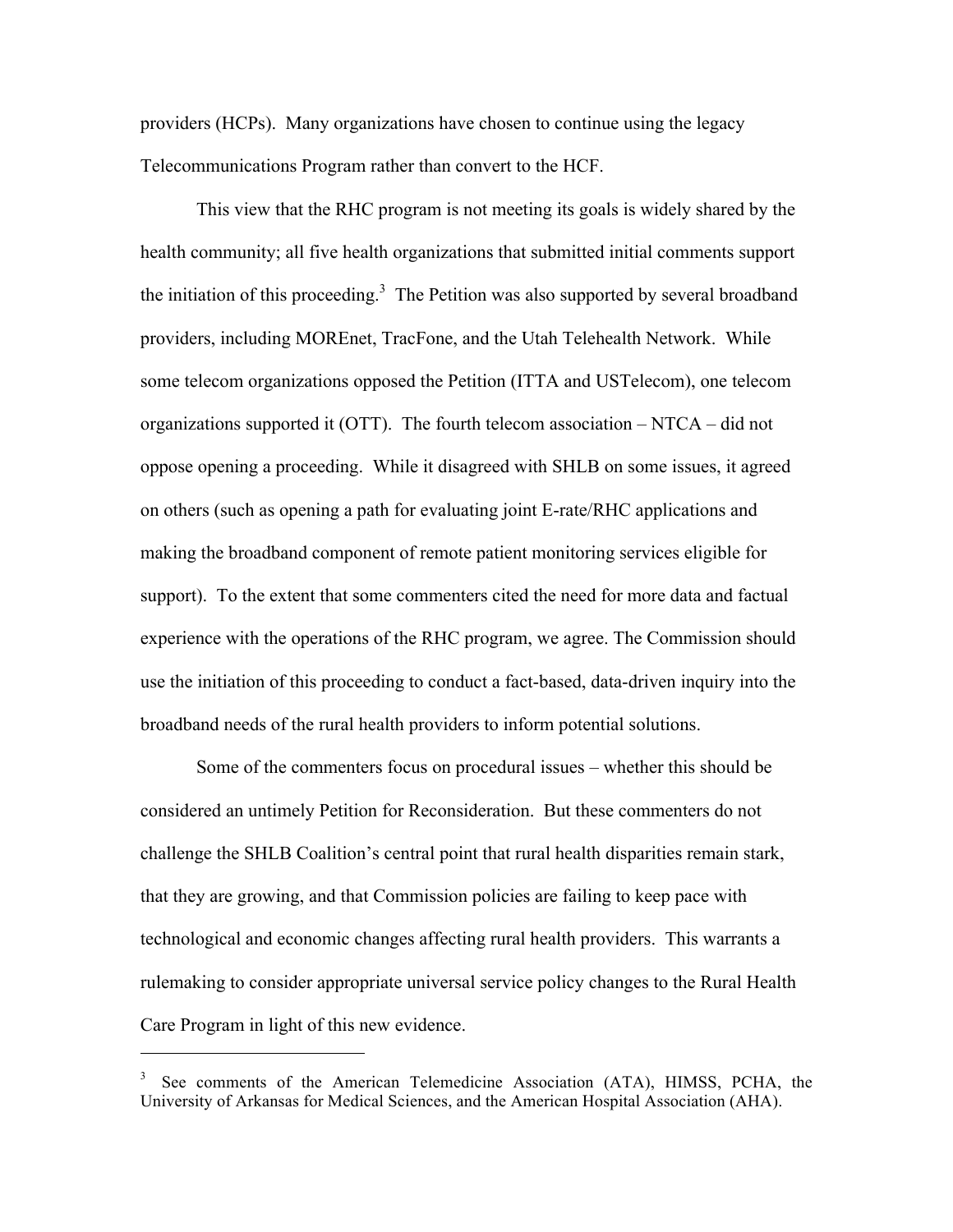providers (HCPs). Many organizations have chosen to continue using the legacy Telecommunications Program rather than convert to the HCF.

This view that the RHC program is not meeting its goals is widely shared by the health community; all five health organizations that submitted initial comments support the initiation of this proceeding.[3] The Petition was also supported by several broadband providers, including MOREnet, TracFone, and the Utah Telehealth Network. While some telecom organizations opposed the Petition (ITTA and USTelecom), one telecom organizations supported it (OTT). The fourth telecom association – NTCA – did not oppose opening a proceeding. While it disagreed with SHLB on some issues, it agreed on others (such as opening a path for evaluating joint E-rate/RHC applications and making the broadband component of remote patient monitoring services eligible for support). To the extent that some commenters cited the need for more data and factual experience with the operations of the RHC program, we agree. The Commission should use the initiation of this proceeding to conduct a fact-based, data-driven inquiry into the broadband needs of the rural health providers to inform potential solutions.

Some of the commenters focus on procedural issues – whether this should be considered an untimely Petition for Reconsideration. But these commenters do not challenge the SHLB Coalition's central point that rural health disparities remain stark, that they are growing, and that Commission policies are failing to keep pace with technological and economic changes affecting rural health providers. This warrants a rulemaking to consider appropriate universal service policy changes to the Rural Health Care Program in light of this new evidence.

---

[3] See comments of the American Telemedicine Association (ATA), HIMSS, PCHA, the University of Arkansas for Medical Sciences, and the American Hospital Association (AHA).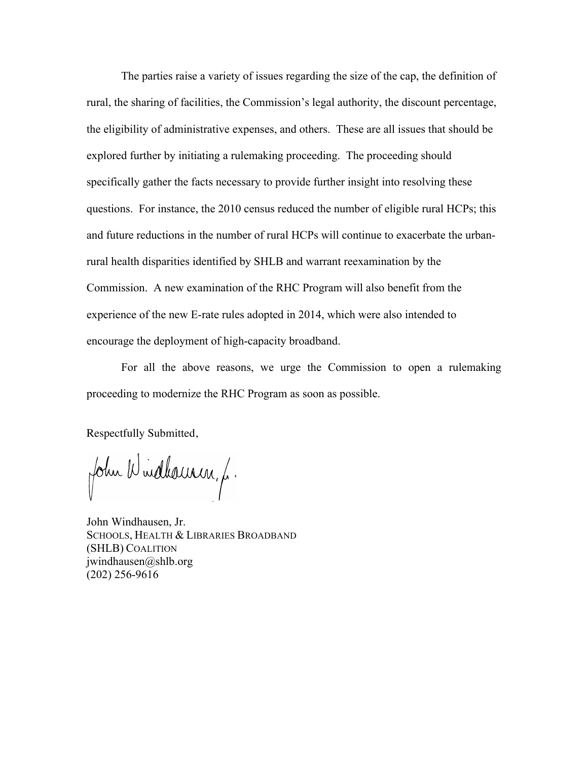The parties raise a variety of issues regarding the size of the cap, the definition of rural, the sharing of facilities, the Commission's legal authority, the discount percentage, the eligibility of administrative expenses, and others. These are all issues that should be explored further by initiating a rulemaking proceeding. The proceeding should specifically gather the facts necessary to provide further insight into resolving these questions. For instance, the 2010 census reduced the number of eligible rural HCPs; this and future reductions in the number of rural HCPs will continue to exacerbate the urban-rural health disparities identified by SHLB and warrant reexamination by the Commission. A new examination of the RHC Program will also benefit from the experience of the new E-rate rules adopted in 2014, which were also intended to encourage the deployment of high-capacity broadband.

For all the above reasons, we urge the Commission to open a rulemaking proceeding to modernize the RHC Program as soon as possible.

Respectfully Submitted,

John Windhausen, Jr.
SCHOOLS, HEALTH & LIBRARIES BROADBAND
(SHLB) COALITION
jwindhausen@shlb.org
(202) 256-9616